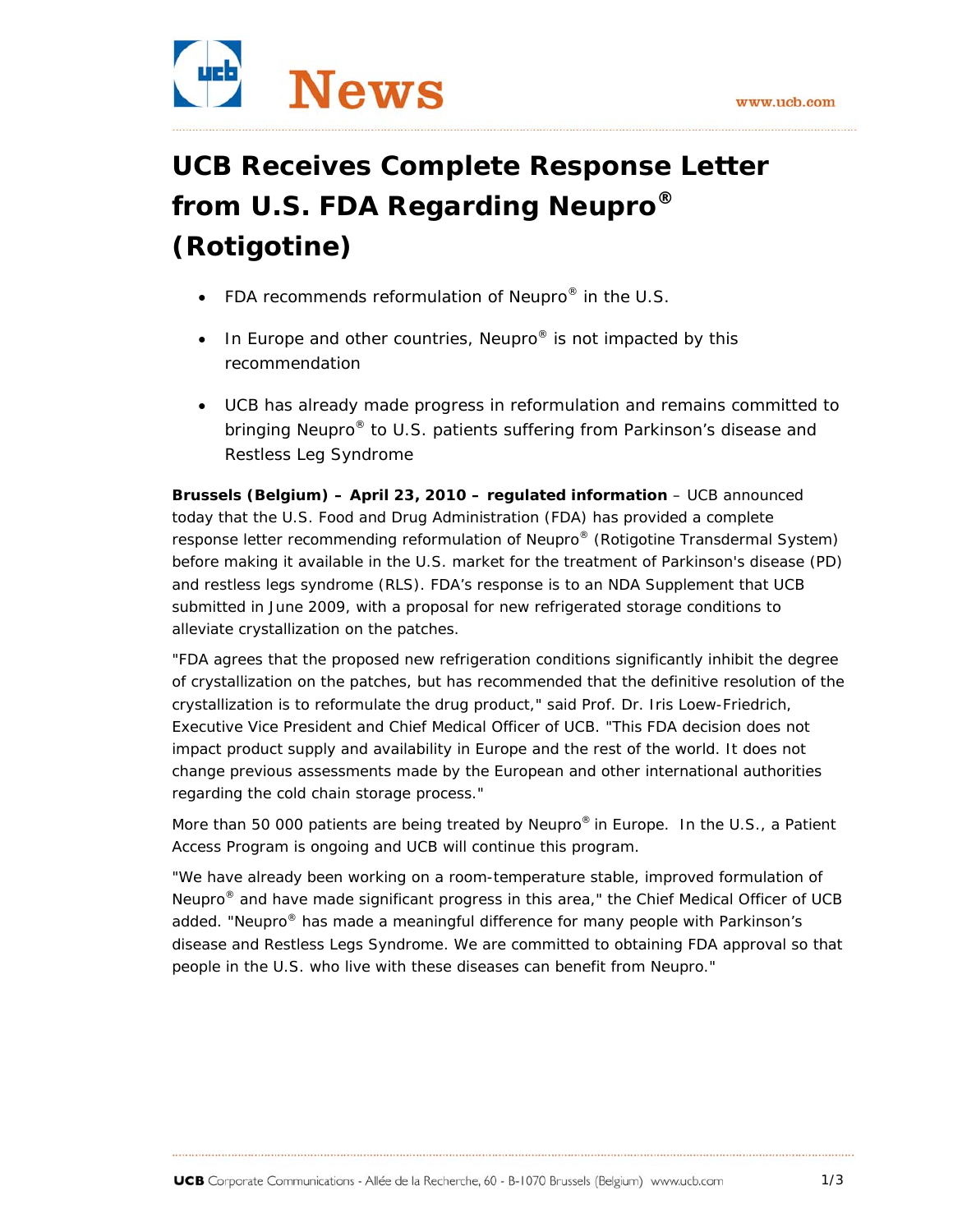# UCB Receives Complete Response Letter from U.S. FDA Regarding Neupro® (Rotigotine)

- FDA recommends reformulation of Neupro® in the U.S.
- In Europe and other countries, Neupro® is not impacted by this recommendation
- UCB has already made progress in reformulation and remains committed to bringing Neupro® to U.S. patients suffering from Parkinson's disease and Restless Leg Syndrome

**Brussels (Belgium) – April 23, 2010 – regulated information** – UCB announced today that the U.S. Food and Drug Administration (FDA) has provided a complete response letter recommending reformulation of Neupro® (Rotigotine Transdermal System) before making it available in the U.S. market for the treatment of Parkinson's disease (PD) and restless legs syndrome (RLS). FDA's response is to an NDA Supplement that UCB submitted in June 2009, with a proposal for new refrigerated storage conditions to alleviate crystallization on the patches.

"FDA agrees that the proposed new refrigeration conditions significantly inhibit the degree of crystallization on the patches, but has recommended that the definitive resolution of the crystallization is to reformulate the drug product," said Prof. Dr. Iris Loew-Friedrich, Executive Vice President and Chief Medical Officer of UCB. "This FDA decision does not impact product supply and availability in Europe and the rest of the world. It does not change previous assessments made by the European and other international authorities regarding the cold chain storage process."

More than 50 000 patients are being treated by Neupro® in Europe. In the U.S., a Patient Access Program is ongoing and UCB will continue this program.

"We have already been working on a room-temperature stable, improved formulation of Neupro® and have made significant progress in this area," the Chief Medical Officer of UCB added. "Neupro® has made a meaningful difference for many people with Parkinson's disease and Restless Legs Syndrome. We are committed to obtaining FDA approval so that people in the U.S. who live with these diseases can benefit from Neupro."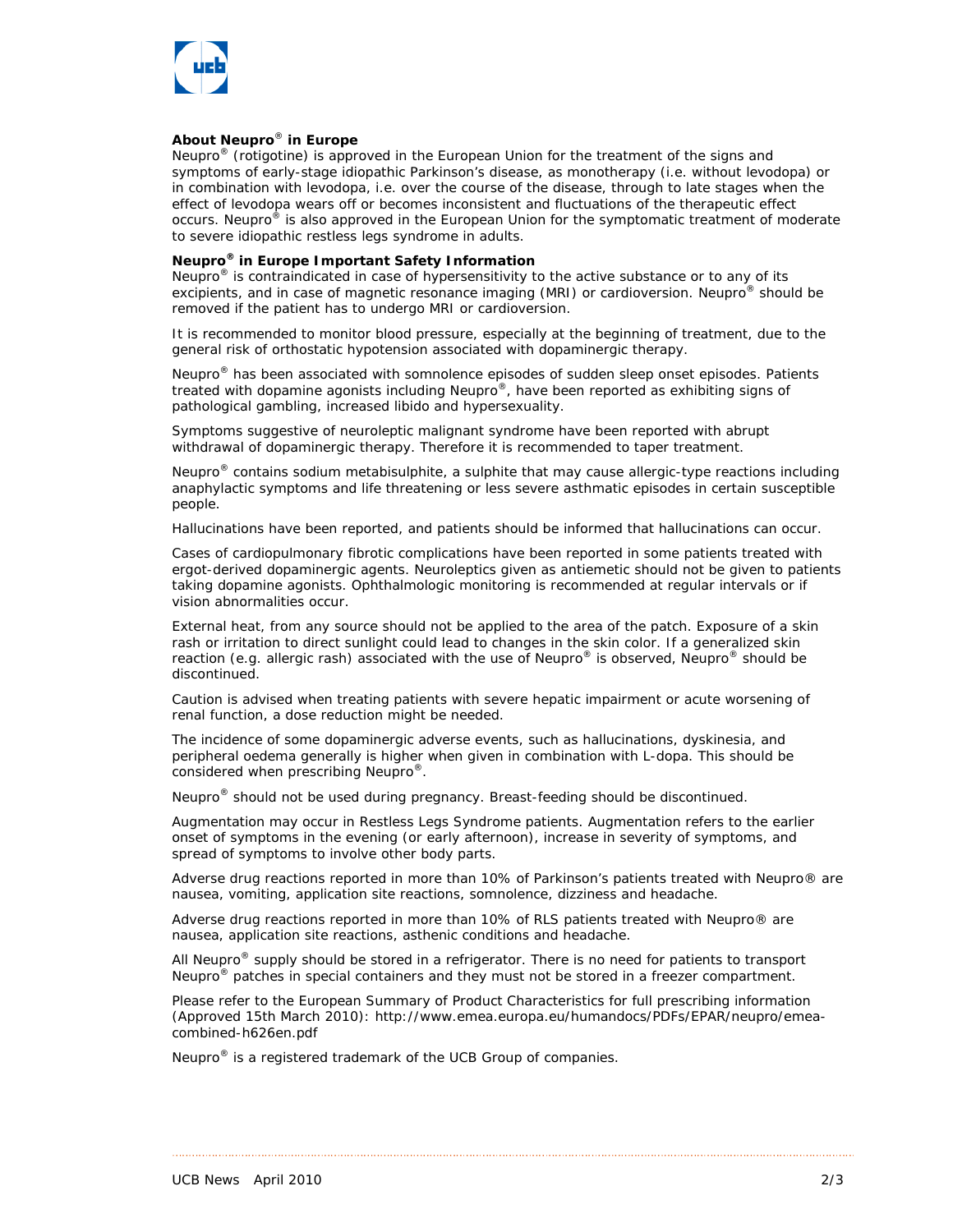**About Neupro® in Europe**

Neupro® (rotigotine) is approved in the European Union for the treatment of the signs and symptoms of early-stage idiopathic Parkinson's disease, as monotherapy (i.e. without levodopa) or in combination with levodopa, i.e. over the course of the disease, through to late stages when the effect of levodopa wears off or becomes inconsistent and fluctuations of the therapeutic effect occurs. Neupro® is also approved in the European Union for the symptomatic treatment of moderate to severe idiopathic restless legs syndrome in adults.

**Neupro® in Europe Important Safety Information**

Neupro® is contraindicated in case of hypersensitivity to the active substance or to any of its excipients, and in case of magnetic resonance imaging (MRI) or cardioversion. Neupro® should be removed if the patient has to undergo MRI or cardioversion.

It is recommended to monitor blood pressure, especially at the beginning of treatment, due to the general risk of orthostatic hypotension associated with dopaminergic therapy.

Neupro® has been associated with somnolence episodes of sudden sleep onset episodes. Patients treated with dopamine agonists including Neupro®, have been reported as exhibiting signs of pathological gambling, increased libido and hypersexuality.

Symptoms suggestive of neuroleptic malignant syndrome have been reported with abrupt withdrawal of dopaminergic therapy. Therefore it is recommended to taper treatment.

Neupro® contains sodium metabisulphite, a sulphite that may cause allergic-type reactions including anaphylactic symptoms and life threatening or less severe asthmatic episodes in certain susceptible people.

Hallucinations have been reported, and patients should be informed that hallucinations can occur.

Cases of cardiopulmonary fibrotic complications have been reported in some patients treated with ergot-derived dopaminergic agents. Neuroleptics given as antiemetic should not be given to patients taking dopamine agonists. Ophthalmologic monitoring is recommended at regular intervals or if vision abnormalities occur.

External heat, from any source should not be applied to the area of the patch. Exposure of a skin rash or irritation to direct sunlight could lead to changes in the skin color. If a generalized skin reaction (e.g. allergic rash) associated with the use of Neupro® is observed, Neupro® should be discontinued.

Caution is advised when treating patients with severe hepatic impairment or acute worsening of renal function, a dose reduction might be needed.

The incidence of some dopaminergic adverse events, such as hallucinations, dyskinesia, and peripheral oedema generally is higher when given in combination with L-dopa. This should be considered when prescribing Neupro®.

Neupro® should not be used during pregnancy. Breast-feeding should be discontinued.

Augmentation may occur in Restless Legs Syndrome patients. Augmentation refers to the earlier onset of symptoms in the evening (or early afternoon), increase in severity of symptoms, and spread of symptoms to involve other body parts.

Adverse drug reactions reported in more than 10% of Parkinson's patients treated with Neupro® are nausea, vomiting, application site reactions, somnolence, dizziness and headache.

Adverse drug reactions reported in more than 10% of RLS patients treated with Neupro® are nausea, application site reactions, asthenic conditions and headache.

All Neupro® supply should be stored in a refrigerator. There is no need for patients to transport Neupro® patches in special containers and they must not be stored in a freezer compartment.

Please refer to the European Summary of Product Characteristics for full prescribing information (Approved 15th March 2010): http://www.emea.europa.eu/humandocs/PDFs/EPAR/neupro/emea-combined-h626en.pdf

Neupro® is a registered trademark of the UCB Group of companies.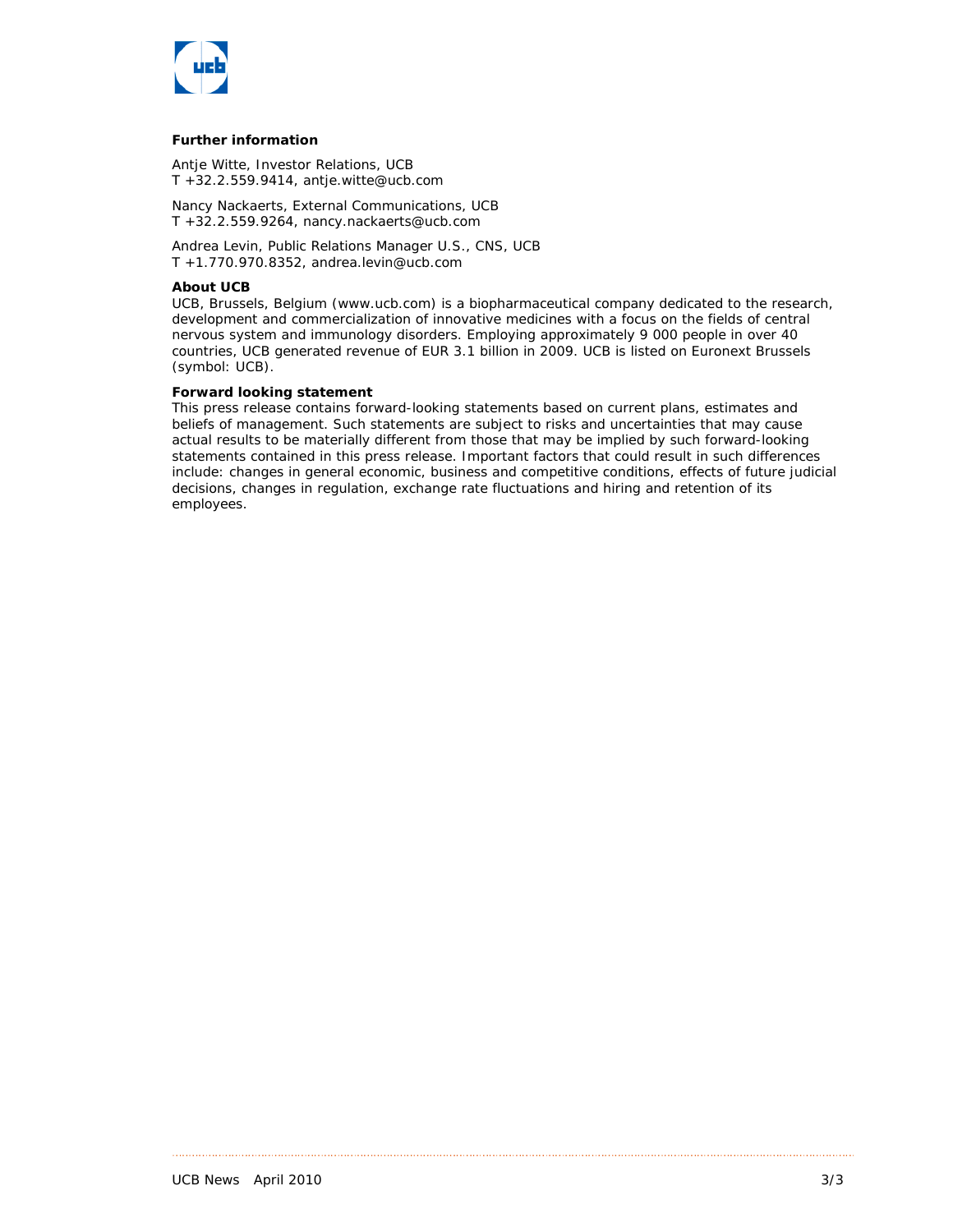**Further information**

Antje Witte, Investor Relations, UCB
T +32.2.559.9414, antje.witte@ucb.com

Nancy Nackaerts, External Communications, UCB
T +32.2.559.9264, nancy.nackaerts@ucb.com

Andrea Levin, Public Relations Manager U.S., CNS, UCB
T +1.770.970.8352, andrea.levin@ucb.com

**About UCB**
UCB, Brussels, Belgium (www.ucb.com) is a biopharmaceutical company dedicated to the research, development and commercialization of innovative medicines with a focus on the fields of central nervous system and immunology disorders. Employing approximately 9 000 people in over 40 countries, UCB generated revenue of EUR 3.1 billion in 2009. UCB is listed on Euronext Brussels (symbol: UCB).

**Forward looking statement**
This press release contains forward-looking statements based on current plans, estimates and beliefs of management. Such statements are subject to risks and uncertainties that may cause actual results to be materially different from those that may be implied by such forward-looking statements contained in this press release. Important factors that could result in such differences include: changes in general economic, business and competitive conditions, effects of future judicial decisions, changes in regulation, exchange rate fluctuations and hiring and retention of its employees.